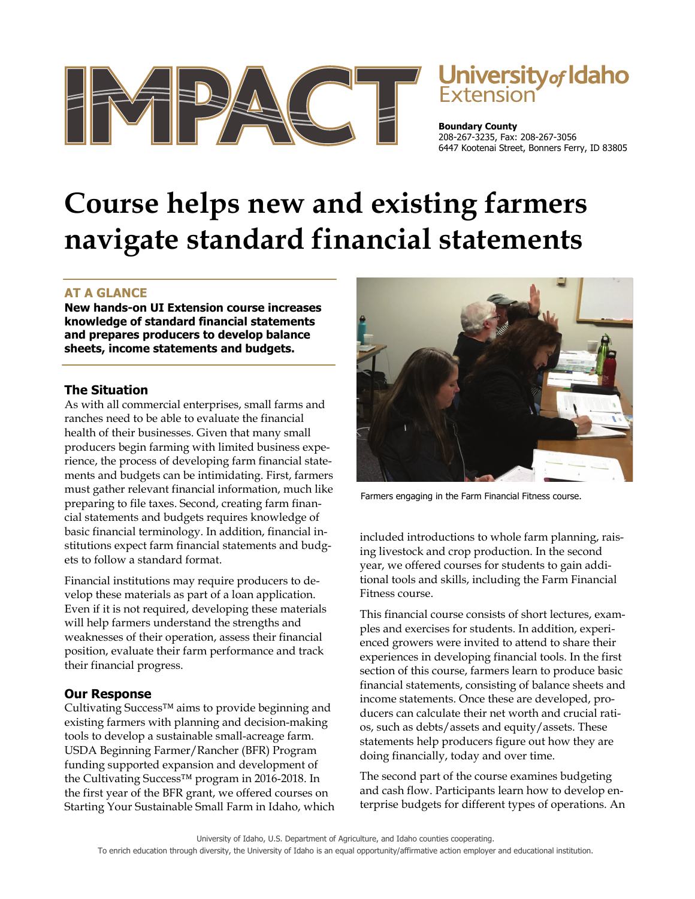# IMPACT

**University of Idaho Extension**

**Boundary County**
208-267-3235, Fax: 208-267-3056
6447 Kootenai Street, Bonners Ferry, ID 83805

# Course helps new and existing farmers navigate standard financial statements

## AT A GLANCE

**New hands-on UI Extension course increases knowledge of standard financial statements and prepares producers to develop balance sheets, income statements and budgets.**

## The Situation

As with all commercial enterprises, small farms and ranches need to be able to evaluate the financial health of their businesses. Given that many small producers begin farming with limited business experience, the process of developing farm financial statements and budgets can be intimidating. First, farmers must gather relevant financial information, much like preparing to file taxes. Second, creating farm financial statements and budgets requires knowledge of basic financial terminology. In addition, financial institutions expect farm financial statements and budgets to follow a standard format.

Financial institutions may require producers to develop these materials as part of a loan application. Even if it is not required, developing these materials will help farmers understand the strengths and weaknesses of their operation, assess their financial position, evaluate their farm performance and track their financial progress.

## Our Response

Cultivating Success™ aims to provide beginning and existing farmers with planning and decision-making tools to develop a sustainable small-acreage farm. USDA Beginning Farmer/Rancher (BFR) Program funding supported expansion and development of the Cultivating Success™ program in 2016-2018. In the first year of the BFR grant, we offered courses on Starting Your Sustainable Small Farm in Idaho, which included introductions to whole farm planning, raising livestock and crop production. In the second year, we offered courses for students to gain additional tools and skills, including the Farm Financial Fitness course.

Farmers engaging in the Farm Financial Fitness course.

This financial course consists of short lectures, examples and exercises for students. In addition, experienced growers were invited to attend to share their experiences in developing financial tools. In the first section of this course, farmers learn to produce basic financial statements, consisting of balance sheets and income statements. Once these are developed, producers can calculate their net worth and crucial ratios, such as debts/assets and equity/assets. These statements help producers figure out how they are doing financially, today and over time.

The second part of the course examines budgeting and cash flow. Participants learn how to develop enterprise budgets for different types of operations. An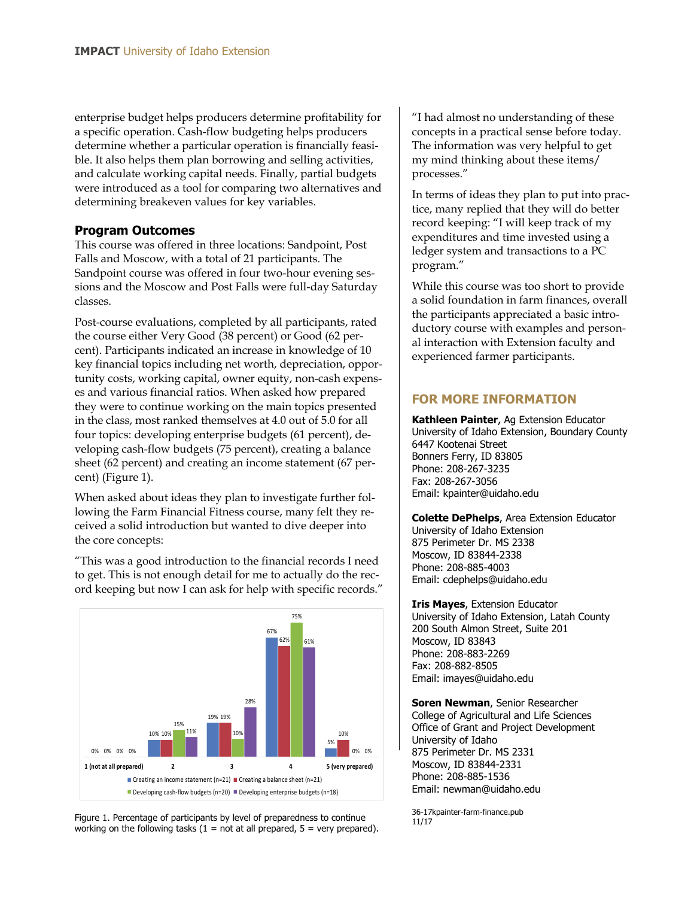enterprise budget helps producers determine profitability for a specific operation. Cash-flow budgeting helps producers determine whether a particular operation is financially feasible. It also helps them plan borrowing and selling activities, and calculate working capital needs. Finally, partial budgets were introduced as a tool for comparing two alternatives and determining breakeven values for key variables.

## Program Outcomes

This course was offered in three locations: Sandpoint, Post Falls and Moscow, with a total of 21 participants. The Sandpoint course was offered in four two-hour evening sessions and the Moscow and Post Falls were full-day Saturday classes.

Post-course evaluations, completed by all participants, rated the course either Very Good (38 percent) or Good (62 percent). Participants indicated an increase in knowledge of 10 key financial topics including net worth, depreciation, opportunity costs, working capital, owner equity, non-cash expenses and various financial ratios. When asked how prepared they were to continue working on the main topics presented in the class, most ranked themselves at 4.0 out of 5.0 for all four topics: developing enterprise budgets (61 percent), developing cash-flow budgets (75 percent), creating a balance sheet (62 percent) and creating an income statement (67 percent) (Figure 1).

When asked about ideas they plan to investigate further following the Farm Financial Fitness course, many felt they received a solid introduction but wanted to dive deeper into the core concepts:

"This was a good introduction to the financial records I need to get. This is not enough detail for me to actually do the record keeping but now I can ask for help with specific records."

0% 0% 0% 0%
10% 10% 15% 11%
19% 19% 10% 28%
67% 62% 75% 61%
5% 10% 0% 0%

1 (not at all prepared)
2
3
4
5 (very prepared)

Creating an income statement (n=21)
Creating a balance sheet (n=21)
Developing cash-flow budgets (n=20)
Developing enterprise budgets (n=18)

Figure 1. Percentage of participants by level of preparedness to continue working on the following tasks (1 = not at all prepared, 5 = very prepared).

"I had almost no understanding of these concepts in a practical sense before today. The information was very helpful to get my mind thinking about these items/ processes."

In terms of ideas they plan to put into practice, many replied that they will do better record keeping: "I will keep track of my expenditures and time invested using a ledger system and transactions to a PC program."

While this course was too short to provide a solid foundation in farm finances, overall the participants appreciated a basic introductory course with examples and personal interaction with Extension faculty and experienced farmer participants.

## FOR MORE INFORMATION

**Kathleen Painter**, Ag Extension Educator
University of Idaho Extension, Boundary County
6447 Kootenai Street
Bonners Ferry, ID 83805
Phone: 208-267-3235
Fax: 208-267-3056
Email: kpainter@uidaho.edu

**Colette DePhelps**, Area Extension Educator
University of Idaho Extension
875 Perimeter Dr. MS 2338
Moscow, ID 83844-2338
Phone: 208-885-4003
Email: cdephelps@uidaho.edu

**Iris Mayes**, Extension Educator
University of Idaho Extension, Latah County
200 South Almon Street, Suite 201
Moscow, ID 83843
Phone: 208-883-2269
Fax: 208-882-8505
Email: imayes@uidaho.edu

**Soren Newman**, Senior Researcher
College of Agricultural and Life Sciences
Office of Grant and Project Development
University of Idaho
875 Perimeter Dr. MS 2331
Moscow, ID 83844-2331
Phone: 208-885-1536
Email: newman@uidaho.edu

36-17kpainter-farm-finance.pub
11/17